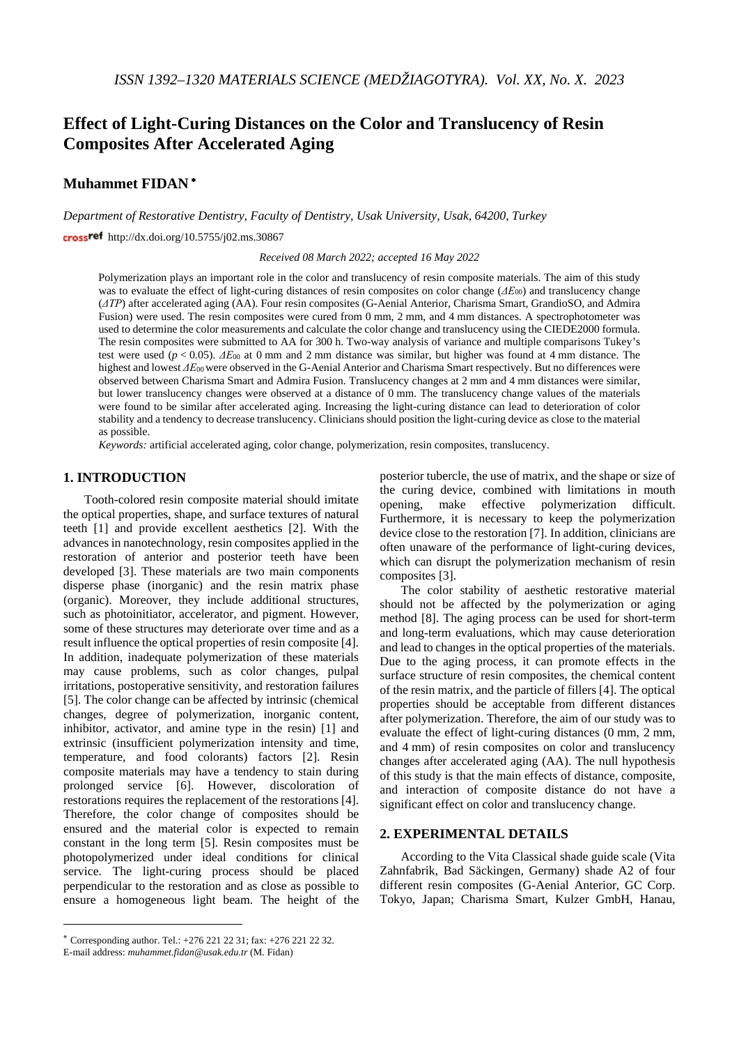# Effect of Light-Curing Distances on the Color and Translucency of Resin Composites After Accelerated Aging

## Muhammet FIDAN [*]

*Department of Restorative Dentistry, Faculty of Dentistry, Usak University, Usak, 64200, Turkey*

http://dx.doi.org/10.5755/j02.ms.30867

*Received 08 March 2022; accepted 16 May 2022*

Polymerization plays an important role in the color and translucency of resin composite materials. The aim of this study was to evaluate the effect of light-curing distances of resin composites on color change ($\Delta E_{00}$) and translucency change ($\Delta TP$) after accelerated aging (AA). Four resin composites (G-Aenial Anterior, Charisma Smart, GrandioSO, and Admira Fusion) were used. The resin composites were cured from 0 mm, 2 mm, and 4 mm distances. A spectrophotometer was used to determine the color measurements and calculate the color change and translucency using the CIEDE2000 formula. The resin composites were submitted to AA for 300 h. Two-way analysis of variance and multiple comparisons Tukey's test were used ($p < 0.05$). $\Delta E_{00}$ at 0 mm and 2 mm distance was similar, but higher was found at 4 mm distance. The highest and lowest $\Delta E_{00}$ were observed in the G-Aenial Anterior and Charisma Smart respectively. But no differences were observed between Charisma Smart and Admira Fusion. Translucency changes at 2 mm and 4 mm distances were similar, but lower translucency changes were observed at a distance of 0 mm. The translucency change values of the materials were found to be similar after accelerated aging. Increasing the light-curing distance can lead to deterioration of color stability and a tendency to decrease translucency. Clinicians should position the light-curing device as close to the material as possible.

*Keywords:* artificial accelerated aging, color change, polymerization, resin composites, translucency.

## 1. INTRODUCTION

Tooth-colored resin composite material should imitate the optical properties, shape, and surface textures of natural teeth [1] and provide excellent aesthetics [2]. With the advances in nanotechnology, resin composites applied in the restoration of anterior and posterior teeth have been developed [3]. These materials are two main components disperse phase (inorganic) and the resin matrix phase (organic). Moreover, they include additional structures, such as photoinitiator, accelerator, and pigment. However, some of these structures may deteriorate over time and as a result influence the optical properties of resin composite [4]. In addition, inadequate polymerization of these materials may cause problems, such as color changes, pulpal irritations, postoperative sensitivity, and restoration failures [5]. The color change can be affected by intrinsic (chemical changes, degree of polymerization, inorganic content, inhibitor, activator, and amine type in the resin) [1] and extrinsic (insufficient polymerization intensity and time, temperature, and food colorants) factors [2]. Resin composite materials may have a tendency to stain during prolonged service [6]. However, discoloration of restorations requires the replacement of the restorations [4]. Therefore, the color change of composites should be ensured and the material color is expected to remain constant in the long term [5]. Resin composites must be photopolymerized under ideal conditions for clinical service. The light-curing process should be placed perpendicular to the restoration and as close as possible to ensure a homogeneous light beam. The height of the posterior tubercle, the use of matrix, and the shape or size of the curing device, combined with limitations in mouth opening, make effective polymerization difficult. Furthermore, it is necessary to keep the polymerization device close to the restoration [7]. In addition, clinicians are often unaware of the performance of light-curing devices, which can disrupt the polymerization mechanism of resin composites [3].

The color stability of aesthetic restorative material should not be affected by the polymerization or aging method [8]. The aging process can be used for short-term and long-term evaluations, which may cause deterioration and lead to changes in the optical properties of the materials. Due to the aging process, it can promote effects in the surface structure of resin composites, the chemical content of the resin matrix, and the particle of fillers [4]. The optical properties should be acceptable from different distances after polymerization. Therefore, the aim of our study was to evaluate the effect of light-curing distances (0 mm, 2 mm, and 4 mm) of resin composites on color and translucency changes after accelerated aging (AA). The null hypothesis of this study is that the main effects of distance, composite, and interaction of composite distance do not have a significant effect on color and translucency change.

## 2. EXPERIMENTAL DETAILS

According to the Vita Classical shade guide scale (Vita Zahnfabrik, Bad Säckingen, Germany) shade A2 of four different resin composites (G-Aenial Anterior, GC Corp. Tokyo, Japan; Charisma Smart, Kulzer GmbH, Hanau,

---

[*] Corresponding author. Tel.: +276 221 22 31; fax: +276 221 22 32.
E-mail address: *muhammet.fidan@usak.edu.tr* (M. Fidan)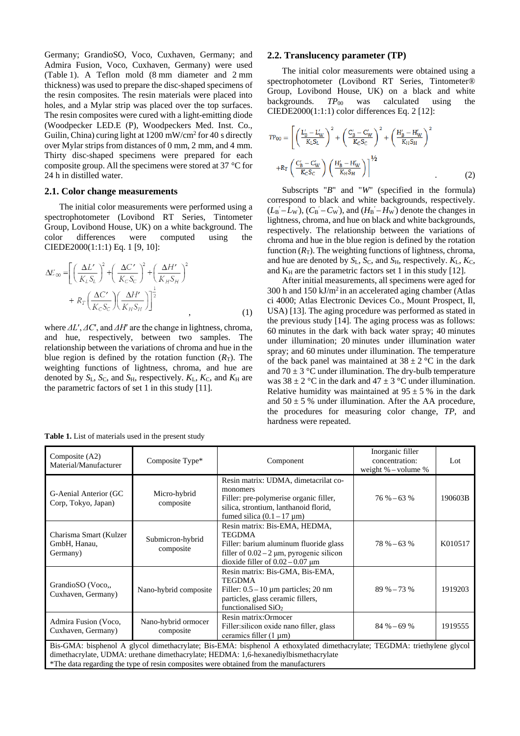Germany; GrandioSO, Voco, Cuxhaven, Germany; and Admira Fusion, Voco, Cuxhaven, Germany) were used (Table 1). A Teflon mold (8 mm diameter and 2 mm thickness) was used to prepare the disc-shaped specimens of the resin composites. The resin materials were placed into holes, and a Mylar strip was placed over the top surfaces. The resin composites were cured with a light-emitting diode (Woodpecker LED.E (P), Woodpeckers Med. Inst. Co., Guilin, China) curing light at 1200 mW/cm$^2$ for 40 s directly over Mylar strips from distances of 0 mm, 2 mm, and 4 mm. Thirty disc-shaped specimens were prepared for each composite group. All the specimens were stored at 37 °C for 24 h in distilled water.

### 2.1. Color change measurements

The initial color measurements were performed using a spectrophotometer (Lovibond RT Series, Tintometer Group, Lovibond House, UK) on a white background. The color differences were computed using the CIEDE2000(1:1:1) Eq. 1 [9, 10]:

$$\Delta E_{00} = \left[ \left( \frac{\Delta L'}{K_L S_L} \right)^2 + \left( \frac{\Delta C'}{K_C S_C} \right)^2 + \left( \frac{\Delta H'}{K_H S_H} \right)^2 + R_T \left( \frac{\Delta C'}{K_C S_C} \right) \left( \frac{\Delta H'}{K_H S_H} \right) \right]^{\frac{1}{2}} , \quad (1)$$

where $\Delta L'$, $\Delta C'$, and $\Delta H'$ are the change in lightness, chroma, and hue, respectively, between two samples. The relationship between the variations of chroma and hue in the blue region is defined by the rotation function ($R_T$). The weighting functions of lightness, chroma, and hue are denoted by $S_L$, $S_C$, and $S_H$, respectively. $K_L$, $K_C$, and $K_H$ are the parametric factors of set 1 in this study [11].

### 2.2. Translucency parameter (TP)

The initial color measurements were obtained using a spectrophotometer (Lovibond RT Series, Tintometer® Group, Lovibond House, UK) on a black and white backgrounds. $TP_{00}$ was calculated using the CIEDE2000(1:1:1) color differences Eq. 2 [12]:

$$TP_{00} = \left[ \left( \frac{L'_B - L'_W}{K_L S_L} \right)^2 + \left( \frac{C'_B - C'_W}{K_C S_C} \right)^2 + \left( \frac{H'_B - H'_W}{K_H S_H} \right)^2 + R_T \left( \frac{C'_B - C'_W}{K_C S_C} \right) \left( \frac{H'_B - H'_W}{K_H S_H} \right) \right]^{\frac{1}{2}} . \quad (2)$$

Subscripts "$B$" and "$W$" (specified in the formula) correspond to black and white backgrounds, respectively. ($L_B' - L_W'$), ($C_B' - C_W'$), and ($H_B' - H_W'$) denote the changes in lightness, chroma, and hue on black and white backgrounds, respectively. The relationship between the variations of chroma and hue in the blue region is defined by the rotation function ($R_T$). The weighting functions of lightness, chroma, and hue are denoted by $S_L$, $S_C$, and $S_H$, respectively. $K_L$, $K_C$, and $K_H$ are the parametric factors set 1 in this study [12].

After initial measurements, all specimens were aged for 300 h and 150 kJ/m$^2$ in an accelerated aging chamber (Atlas ci 4000; Atlas Electronic Devices Co., Mount Prospect, Il, USA) [13]. The aging procedure was as stated in the previous study [14]. The aging process was as follows: 60 minutes in the dark with back water spray; 40 minutes under illumination; 20 minutes under illumination water spray; and 60 minutes under illumination. The temperature of the back panel was maintained at 38 ± 2 °C in the dark and 70 ± 3 °C under illumination. The dry-bulb temperature was 38 ± 2 °C in the dark and 47 ± 3 °C under illumination. Relative humidity was maintained at 95 ± 5 % in the dark and 50 ± 5 % under illumination. After the AA procedure, the procedures for measuring color change, *TP*, and hardness were repeated.

**Table 1.** List of materials used in the present study

| Composite (A2) Material/Manufacturer | Composite Type* | Component | Inorganic filler concentration: weight % – volume % | Lot |
|---|---|---|---|---|
| G-Aenial Anterior (GC Corp, Tokyo, Japan) | Micro-hybrid composite | Resin matrix: UDMA, dimetacrilat co-monomers<br>Filler: pre-polymerise organic filler, silica, strontium, lanthanoid florid, fumed silica (0.1 – 17 µm) | 76 % – 63 % | 190603B |
| Charisma Smart (Kulzer GmbH, Hanau, Germany) | Submicron-hybrid composite | Resin matrix: Bis-EMA, HEDMA, TEGDMA<br>Filler: barium aluminum fluoride glass filler of 0.02 – 2 µm, pyrogenic silicon dioxide filler of 0.02 – 0.07 µm | 78 % – 63 % | K010517 |
| GrandioSO (Voco,, Cuxhaven, Germany) | Nano-hybrid composite | Resin matrix: Bis-GMA, Bis-EMA, TEGDMA<br>Filler: 0.5 – 10 µm particles; 20 nm particles, glass ceramic fillers, functionalised $SiO_2$ | 89 % – 73 % | 1919203 |
| Admira Fusion (Voco, Cuxhaven, Germany) | Nano-hybrid ormocer composite | Resin matrix:Ormocer<br>Filler:silicon oxide nano filler, glass ceramics filler (1 µm) | 84 % – 69 % | 1919555 |

Bis-GMA: bisphenol A glycol dimethacrylate; Bis-EMA: bisphenol A ethoxylated dimethacrylate; TEGDMA: triethylene glycol dimethacrylate, UDMA: urethane dimethacrylate; HEDMA: 1,6-hexanediylbismethacrylate
*The data regarding the type of resin composites were obtained from the manufacturers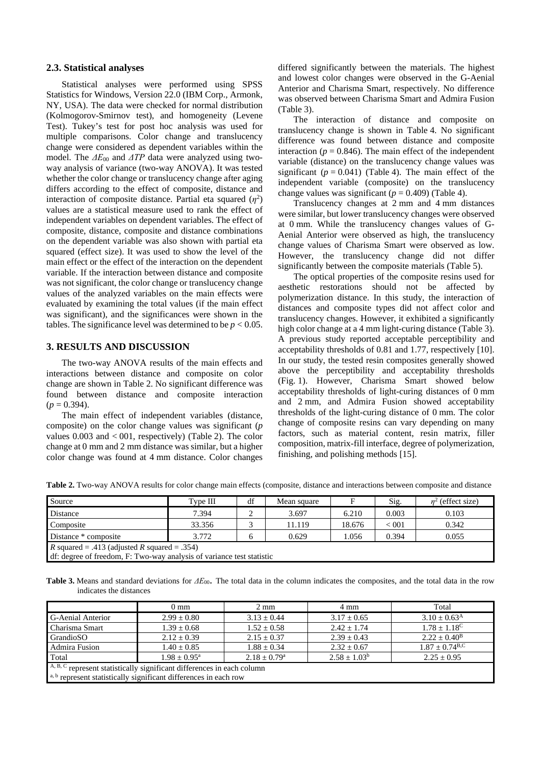## 2.3. Statistical analyses

Statistical analyses were performed using SPSS Statistics for Windows, Version 22.0 (IBM Corp., Armonk, NY, USA). The data were checked for normal distribution (Kolmogorov-Smirnov test), and homogeneity (Levene Test). Tukey's test for post hoc analysis was used for multiple comparisons. Color change and translucency change were considered as dependent variables within the model. The $\Delta E_{00}$ and $\Delta TP$ data were analyzed using two-way analysis of variance (two-way ANOVA). It was tested whether the color change or translucency change after aging differs according to the effect of composite, distance and interaction of composite distance. Partial eta squared ($\eta^2$) values are a statistical measure used to rank the effect of independent variables on dependent variables. The effect of composite, distance, composite and distance combinations on the dependent variable was also shown with partial eta squared (effect size). It was used to show the level of the main effect or the effect of the interaction on the dependent variable. If the interaction between distance and composite was not significant, the color change or translucency change values of the analyzed variables on the main effects were evaluated by examining the total values (if the main effect was significant), and the significances were shown in the tables. The significance level was determined to be $p < 0.05$.

## 3. RESULTS AND DISCUSSION

The two-way ANOVA results of the main effects and interactions between distance and composite on color change are shown in Table 2. No significant difference was found between distance and composite interaction ($p = 0.394$).

The main effect of independent variables (distance, composite) on the color change values was significant ($p$ values 0.003 and < 001, respectively) (Table 2). The color change at 0 mm and 2 mm distance was similar, but a higher color change was found at 4 mm distance. Color changes differed significantly between the materials. The highest and lowest color changes were observed in the G-Aenial Anterior and Charisma Smart, respectively. No difference was observed between Charisma Smart and Admira Fusion (Table 3).

The interaction of distance and composite on translucency change is shown in Table 4. No significant difference was found between distance and composite interaction ($p = 0.846$). The main effect of the independent variable (distance) on the translucency change values was significant ($p = 0.041$) (Table 4). The main effect of the independent variable (composite) on the translucency change values was significant ($p = 0.409$) (Table 4).

Translucency changes at 2 mm and 4 mm distances were similar, but lower translucency changes were observed at 0 mm. While the translucency changes values of G-Aenial Anterior were observed as high, the translucency change values of Charisma Smart were observed as low. However, the translucency change did not differ significantly between the composite materials (Table 5).

The optical properties of the composite resins used for aesthetic restorations should not be affected by polymerization distance. In this study, the interaction of distances and composite types did not affect color and translucency changes. However, it exhibited a significantly high color change at a 4 mm light-curing distance (Table 3). A previous study reported acceptable perceptibility and acceptability thresholds of 0.81 and 1.77, respectively [10]. In our study, the tested resin composites generally showed above the perceptibility and acceptability thresholds (Fig. 1). However, Charisma Smart showed below acceptability thresholds of light-curing distances of 0 mm and 2 mm, and Admira Fusion showed acceptability thresholds of the light-curing distance of 0 mm. The color change of composite resins can vary depending on many factors, such as material content, resin matrix, filler composition, matrix-fill interface, degree of polymerization, finishing, and polishing methods [15].

**Table 2.** Two-way ANOVA results for color change main effects (composite, distance and interactions between composite and distance

| Source | Type III | df | Mean square | F | Sig. | $\eta^2$ (effect size) |
|---|---|---|---|---|---|---|
| Distance | 7.394 | 2 | 3.697 | 6.210 | 0.003 | 0.103 |
| Composite | 33.356 | 3 | 11.119 | 18.676 | < 001 | 0.342 |
| Distance * composite | 3.772 | 6 | 0.629 | 1.056 | 0.394 | 0.055 |

$R$ squared = .413 (adjusted $R$ squared = .354)
df: degree of freedom, F: Two-way analysis of variance test statistic

**Table 3.** Means and standard deviations for $\Delta E_{00}$. The total data in the column indicates the composites, and the total data in the row indicates the distances

| | 0 mm | 2 mm | 4 mm | Total |
|---|---|---|---|---|
| G-Aenial Anterior | 2.99 ± 0.80 | 3.13 ± 0.44 | 3.17 ± 0.65 | 3.10 ± 0.63$^{A}$ |
| Charisma Smart | 1.39 ± 0.68 | 1.52 ± 0.58 | 2.42 ± 1.74 | 1.78 ± 1.18$^{C}$ |
| GrandioSO | 2.12 ± 0.39 | 2.15 ± 0.37 | 2.39 ± 0.43 | 2.22 ± 0.40$^{B}$ |
| Admira Fusion | 1.40 ± 0.85 | 1.88 ± 0.34 | 2.32 ± 0.67 | 1.87 ± 0.74$^{B,C}$ |
| Total | 1.98 ± 0.95$^{a}$ | 2.18 ± 0.79$^{a}$ | 2.58 ± 1.03$^{b}$ | 2.25 ± 0.95 |

[A, B, C] represent statistically significant differences in each column
[a, b] represent statistically significant differences in each row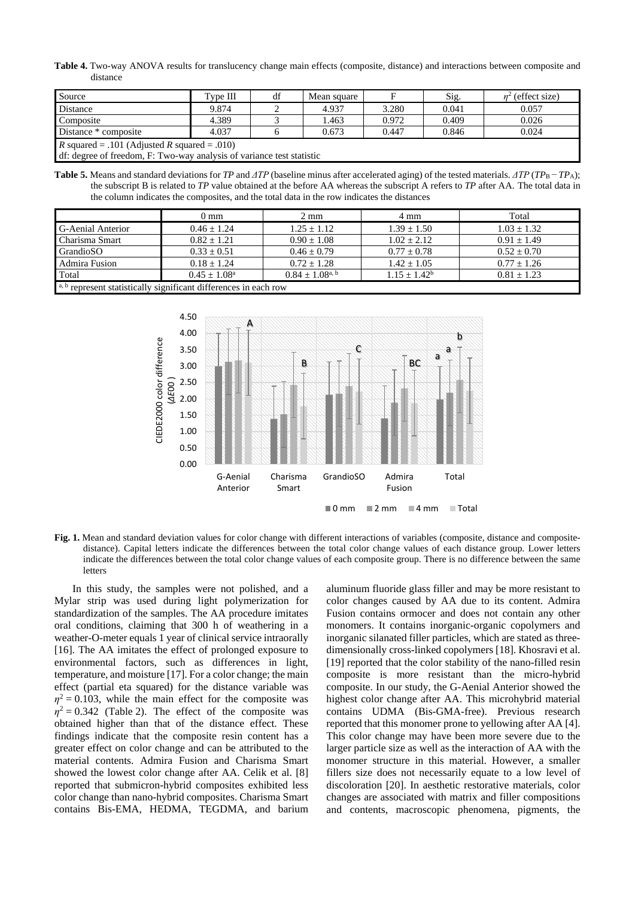**Table 4.** Two-way ANOVA results for translucency change main effects (composite, distance) and interactions between composite and distance

| Source | Type III | df | Mean square | F | Sig. | $\eta^2$ (effect size) |
|---|---|---|---|---|---|---|
| Distance | 9.874 | 2 | 4.937 | 3.280 | 0.041 | 0.057 |
| Composite | 4.389 | 3 | 1.463 | 0.972 | 0.409 | 0.026 |
| Distance * composite | 4.037 | 6 | 0.673 | 0.447 | 0.846 | 0.024 |
| *R* squared = .101 (Adjusted *R* squared = .010) | | | | | | |
| df: degree of freedom, F: Two-way analysis of variance test statistic | | | | | | |

**Table 5.** Means and standard deviations for *TP* and *ΔTP* (baseline minus after accelerated aging) of the tested materials. *ΔTP* ($TP_B - TP_A$); the subscript B is related to *TP* value obtained at the before AA whereas the subscript A refers to *TP* after AA. The total data in the column indicates the composites, and the total data in the row indicates the distances

| | 0 mm | 2 mm | 4 mm | Total |
|---|---|---|---|---|
| G-Aenial Anterior | 0.46 ± 1.24 | 1.25 ± 1.12 | 1.39 ± 1.50 | 1.03 ± 1.32 |
| Charisma Smart | 0.82 ± 1.21 | 0.90 ± 1.08 | 1.02 ± 2.12 | 0.91 ± 1.49 |
| GrandioSO | 0.33 ± 0.51 | 0.46 ± 0.79 | 0.77 ± 0.78 | 0.52 ± 0.70 |
| Admira Fusion | 0.18 ± 1.24 | 0.72 ± 1.28 | 1.42 ± 1.05 | 0.77 ± 1.26 |
| Total | 0.45 ± 1.08[a] | 0.84 ± 1.08[a, b] | 1.15 ± 1.42[b] | 0.81 ± 1.23 |
| [a, b] represent statistically significant differences in each row | | | | |

**Fig. 1.** Mean and standard deviation values for color change with different interactions of variables (composite, distance and composite-distance). Capital letters indicate the differences between the total color change values of each distance group. Lower letters indicate the differences between the total color change values of each composite group. There is no difference between the same letters

In this study, the samples were not polished, and a Mylar strip was used during light polymerization for standardization of the samples. The AA procedure imitates oral conditions, claiming that 300 h of weathering in a weather-O-meter equals 1 year of clinical service intraorally [16]. The AA imitates the effect of prolonged exposure to environmental factors, such as differences in light, temperature, and moisture [17]. For a color change; the main effect (partial eta squared) for the distance variable was $\eta^2 = 0.103$, while the main effect for the composite was $\eta^2 = 0.342$ (Table 2). The effect of the composite was obtained higher than that of the distance effect. These findings indicate that the composite resin content has a greater effect on color change and can be attributed to the material contents. Admira Fusion and Charisma Smart showed the lowest color change after AA. Celik et al. [8] reported that submicron-hybrid composites exhibited less color change than nano-hybrid composites. Charisma Smart contains Bis-EMA, HEDMA, TEGDMA, and barium aluminum fluoride glass filler and may be more resistant to color changes caused by AA due to its content. Admira Fusion contains ormocer and does not contain any other monomers. It contains inorganic-organic copolymers and inorganic silanated filler particles, which are stated as three-dimensionally cross-linked copolymers [18]. Khosravi et al. [19] reported that the color stability of the nano-filled resin composite is more resistant than the micro-hybrid composite. In our study, the G-Aenial Anterior showed the highest color change after AA. This microhybrid material contains UDMA (Bis-GMA-free). Previous research reported that this monomer prone to yellowing after AA [4]. This color change may have been more severe due to the larger particle size as well as the interaction of AA with the monomer structure in this material. However, a smaller fillers size does not necessarily equate to a low level of discoloration [20]. In aesthetic restorative materials, color changes are associated with matrix and filler compositions and contents, macroscopic phenomena, pigments, the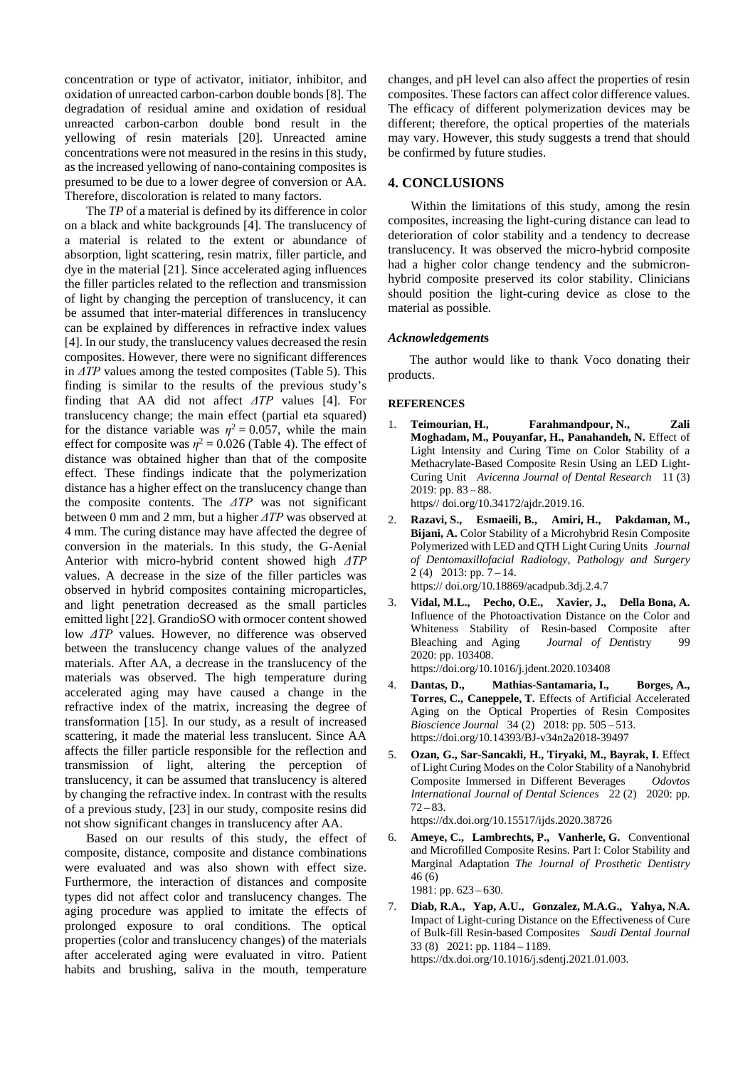concentration or type of activator, initiator, inhibitor, and oxidation of unreacted carbon-carbon double bonds [8]. The degradation of residual amine and oxidation of residual unreacted carbon-carbon double bond result in the yellowing of resin materials [20]. Unreacted amine concentrations were not measured in the resins in this study, as the increased yellowing of nano-containing composites is presumed to be due to a lower degree of conversion or AA. Therefore, discoloration is related to many factors.

The *TP* of a material is defined by its difference in color on a black and white backgrounds [4]. The translucency of a material is related to the extent or abundance of absorption, light scattering, resin matrix, filler particle, and dye in the material [21]. Since accelerated aging influences the filler particles related to the reflection and transmission of light by changing the perception of translucency, it can be assumed that inter-material differences in translucency can be explained by differences in refractive index values [4]. In our study, the translucency values decreased the resin composites. However, there were no significant differences in $\Delta TP$ values among the tested composites (Table 5). This finding is similar to the results of the previous study's finding that AA did not affect $\Delta TP$ values [4]. For translucency change; the main effect (partial eta squared) for the distance variable was $\eta^2 = 0.057$, while the main effect for composite was $\eta^2 = 0.026$ (Table 4). The effect of distance was obtained higher than that of the composite effect. These findings indicate that the polymerization distance has a higher effect on the translucency change than the composite contents. The $\Delta TP$ was not significant between 0 mm and 2 mm, but a higher $\Delta TP$ was observed at 4 mm. The curing distance may have affected the degree of conversion in the materials. In this study, the G-Aenial Anterior with micro-hybrid content showed high $\Delta TP$ values. A decrease in the size of the filler particles was observed in hybrid composites containing microparticles, and light penetration decreased as the small particles emitted light [22]. GrandioSO with ormocer content showed low $\Delta TP$ values. However, no difference was observed between the translucency change values of the analyzed materials. After AA, a decrease in the translucency of the materials was observed. The high temperature during accelerated aging may have caused a change in the refractive index of the matrix, increasing the degree of transformation [15]. In our study, as a result of increased scattering, it made the material less translucent. Since AA affects the filler particle responsible for the reflection and transmission of light, altering the perception of translucency, it can be assumed that translucency is altered by changing the refractive index. In contrast with the results of a previous study, [23] in our study, composite resins did not show significant changes in translucency after AA.

Based on our results of this study, the effect of composite, distance, composite and distance combinations were evaluated and was also shown with effect size. Furthermore, the interaction of distances and composite types did not affect color and translucency changes. The aging procedure was applied to imitate the effects of prolonged exposure to oral conditions. The optical properties (color and translucency changes) of the materials after accelerated aging were evaluated in vitro. Patient habits and brushing, saliva in the mouth, temperature changes, and pH level can also affect the properties of resin composites. These factors can affect color difference values. The efficacy of different polymerization devices may be different; therefore, the optical properties of the materials may vary. However, this study suggests a trend that should be confirmed by future studies.

## 4. CONCLUSIONS

Within the limitations of this study, among the resin composites, increasing the light-curing distance can lead to deterioration of color stability and a tendency to decrease translucency. It was observed the micro-hybrid composite had a higher color change tendency and the submicron-hybrid composite preserved its color stability. Clinicians should position the light-curing device as close to the material as possible.

### *Acknowledgements*

The author would like to thank Voco donating their products.

### REFERENCES

1. **Teimourian, H., Farahmandpour, N., Zali Moghadam, M., Pouyanfar, H., Panahandeh, N.** Effect of Light Intensity and Curing Time on Color Stability of a Methacrylate-Based Composite Resin Using an LED Light-Curing Unit *Avicenna Journal of Dental Research* 11 (3) 2019: pp. 83 – 88. https// doi.org/10.34172/ajdr.2019.16.
2. **Razavi, S., Esmaeili, B., Amiri, H., Pakdaman, M., Bijani, A.** Color Stability of a Microhybrid Resin Composite Polymerized with LED and QTH Light Curing Units *Journal of Dentomaxillofacial Radiology, Pathology and Surgery* 2 (4) 2013: pp. 7 – 14. https:// doi.org/10.18869/acadpub.3dj.2.4.7
3. **Vidal, M.L., Pecho, O.E., Xavier, J., Della Bona, A.** Influence of the Photoactivation Distance on the Color and Whiteness Stability of Resin-based Composite after Bleaching and Aging *Journal of Dent*istry 99 2020: pp. 103408. https://doi.org/10.1016/j.jdent.2020.103408
4. **Dantas, D., Mathias-Santamaria, I., Borges, A., Torres, C., Caneppele, T.** Effects of Artificial Accelerated Aging on the Optical Properties of Resin Composites *Bioscience Journal* 34 (2) 2018: pp. 505 – 513. https://doi.org/10.14393/BJ-v34n2a2018-39497
5. **Ozan, G., Sar-Sancakli, H., Tiryaki, M., Bayrak, I.** Effect of Light Curing Modes on the Color Stability of a Nanohybrid Composite Immersed in Different Beverages *Odovtos International Journal of Dental Sciences* 22 (2) 2020: pp. 72 – 83. https://dx.doi.org/10.15517/ijds.2020.38726
6. **Ameye, C., Lambrechts, P., Vanherle, G.** Conventional and Microfilled Composite Resins. Part I: Color Stability and Marginal Adaptation *The Journal of Prosthetic Dentistry* 46 (6) 1981: pp. 623 – 630.
7. **Diab, R.A., Yap, A.U., Gonzalez, M.A.G., Yahya, N.A.** Impact of Light-curing Distance on the Effectiveness of Cure of Bulk-fill Resin-based Composites *Saudi Dental Journal* 33 (8) 2021: pp. 1184 – 1189. https://dx.doi.org/10.1016/j.sdentj.2021.01.003.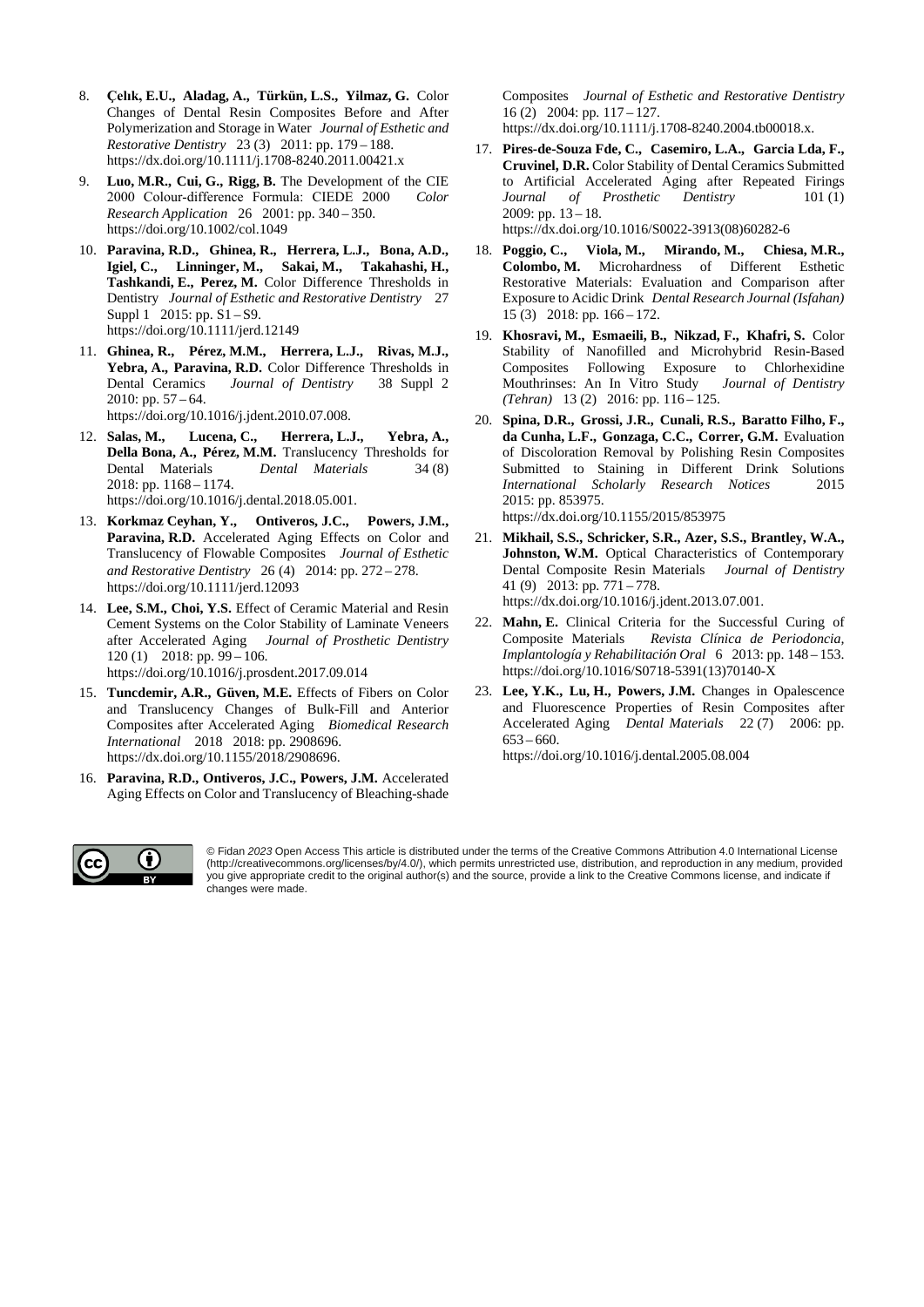8. **Çelık, E.U., Aladag, A., Türkün, L.S., Yilmaz, G.** Color Changes of Dental Resin Composites Before and After Polymerization and Storage in Water *Journal of Esthetic and Restorative Dentistry* 23 (3) 2011: pp. 179 – 188. https://dx.doi.org/10.1111/j.1708-8240.2011.00421.x

9. **Luo, M.R., Cui, G., Rigg, B.** The Development of the CIE 2000 Colour-difference Formula: CIEDE 2000 *Color Research Application* 26 2001: pp. 340 – 350. https://doi.org/10.1002/col.1049

10. **Paravina, R.D., Ghinea, R., Herrera, L.J., Bona, A.D., Igiel, C., Linninger, M., Sakai, M., Takahashi, H., Tashkandi, E., Perez, M.** Color Difference Thresholds in Dentistry *Journal of Esthetic and Restorative Dentistry* 27 Suppl 1 2015: pp. S1 – S9. https://doi.org/10.1111/jerd.12149

11. **Ghinea, R., Pérez, M.M., Herrera, L.J., Rivas, M.J., Yebra, A., Paravina, R.D.** Color Difference Thresholds in Dental Ceramics *Journal of Dentistry* 38 Suppl 2 2010: pp. 57 – 64. https://doi.org/10.1016/j.jdent.2010.07.008.

12. **Salas, M., Lucena, C., Herrera, L.J., Yebra, A., Della Bona, A., Pérez, M.M.** Translucency Thresholds for Dental Materials *Dental Materials* 34 (8) 2018: pp. 1168 – 1174. https://doi.org/10.1016/j.dental.2018.05.001.

13. **Korkmaz Ceyhan, Y., Ontiveros, J.C., Powers, J.M., Paravina, R.D.** Accelerated Aging Effects on Color and Translucency of Flowable Composites *Journal of Esthetic and Restorative Dentistry* 26 (4) 2014: pp. 272 – 278. https://doi.org/10.1111/jerd.12093

14. **Lee, S.M., Choi, Y.S.** Effect of Ceramic Material and Resin Cement Systems on the Color Stability of Laminate Veneers after Accelerated Aging *Journal of Prosthetic Dentistry* 120 (1) 2018: pp. 99 – 106. https://doi.org/10.1016/j.prosdent.2017.09.014

15. **Tuncdemir, A.R., Güven, M.E.** Effects of Fibers on Color and Translucency Changes of Bulk-Fill and Anterior Composites after Accelerated Aging *Biomedical Research International* 2018 2018: pp. 2908696. https://dx.doi.org/10.1155/2018/2908696.

16. **Paravina, R.D., Ontiveros, J.C., Powers, J.M.** Accelerated Aging Effects on Color and Translucency of Bleaching-shade Composites *Journal of Esthetic and Restorative Dentistry* 16 (2) 2004: pp. 117 – 127. https://dx.doi.org/10.1111/j.1708-8240.2004.tb00018.x.

17. **Pires-de-Souza Fde, C., Casemiro, L.A., Garcia Lda, F., Cruvinel, D.R.** Color Stability of Dental Ceramics Submitted to Artificial Accelerated Aging after Repeated Firings *Journal of Prosthetic Dentistry* 101 (1) 2009: pp. 13 – 18. https://dx.doi.org/10.1016/S0022-3913(08)60282-6

18. **Poggio, C., Viola, M., Mirando, M., Chiesa, M.R., Colombo, M.** Microhardness of Different Esthetic Restorative Materials: Evaluation and Comparison after Exposure to Acidic Drink *Dental Research Journal (Isfahan)* 15 (3) 2018: pp. 166 – 172.

19. **Khosravi, M., Esmaeili, B., Nikzad, F., Khafri, S.** Color Stability of Nanofilled and Microhybrid Resin-Based Composites Following Exposure to Chlorhexidine Mouthrinses: An In Vitro Study *Journal of Dentistry (Tehran)* 13 (2) 2016: pp. 116 – 125.

20. **Spina, D.R., Grossi, J.R., Cunali, R.S., Baratto Filho, F., da Cunha, L.F., Gonzaga, C.C., Correr, G.M.** Evaluation of Discoloration Removal by Polishing Resin Composites Submitted to Staining in Different Drink Solutions *International Scholarly Research Notices* 2015 2015: pp. 853975. https://dx.doi.org/10.1155/2015/853975

21. **Mikhail, S.S., Schricker, S.R., Azer, S.S., Brantley, W.A., Johnston, W.M.** Optical Characteristics of Contemporary Dental Composite Resin Materials *Journal of Dentistry* 41 (9) 2013: pp. 771 – 778. https://dx.doi.org/10.1016/j.jdent.2013.07.001.

22. **Mahn, E.** Clinical Criteria for the Successful Curing of Composite Materials *Revista Clínica de Periodoncia, Implantología y Rehabilitación Oral* 6 2013: pp. 148 – 153. https://doi.org/10.1016/S0718-5391(13)70140-X

23. **Lee, Y.K., Lu, H., Powers, J.M.** Changes in Opalescence and Fluorescence Properties of Resin Composites after Accelerated Aging *Dental Materials* 22 (7) 2006: pp. 653 – 660. https://doi.org/10.1016/j.dental.2005.08.004

© Fidan *2023* Open Access This article is distributed under the terms of the Creative Commons Attribution 4.0 International License (http://creativecommons.org/licenses/by/4.0/), which permits unrestricted use, distribution, and reproduction in any medium, provided you give appropriate credit to the original author(s) and the source, provide a link to the Creative Commons license, and indicate if changes were made.